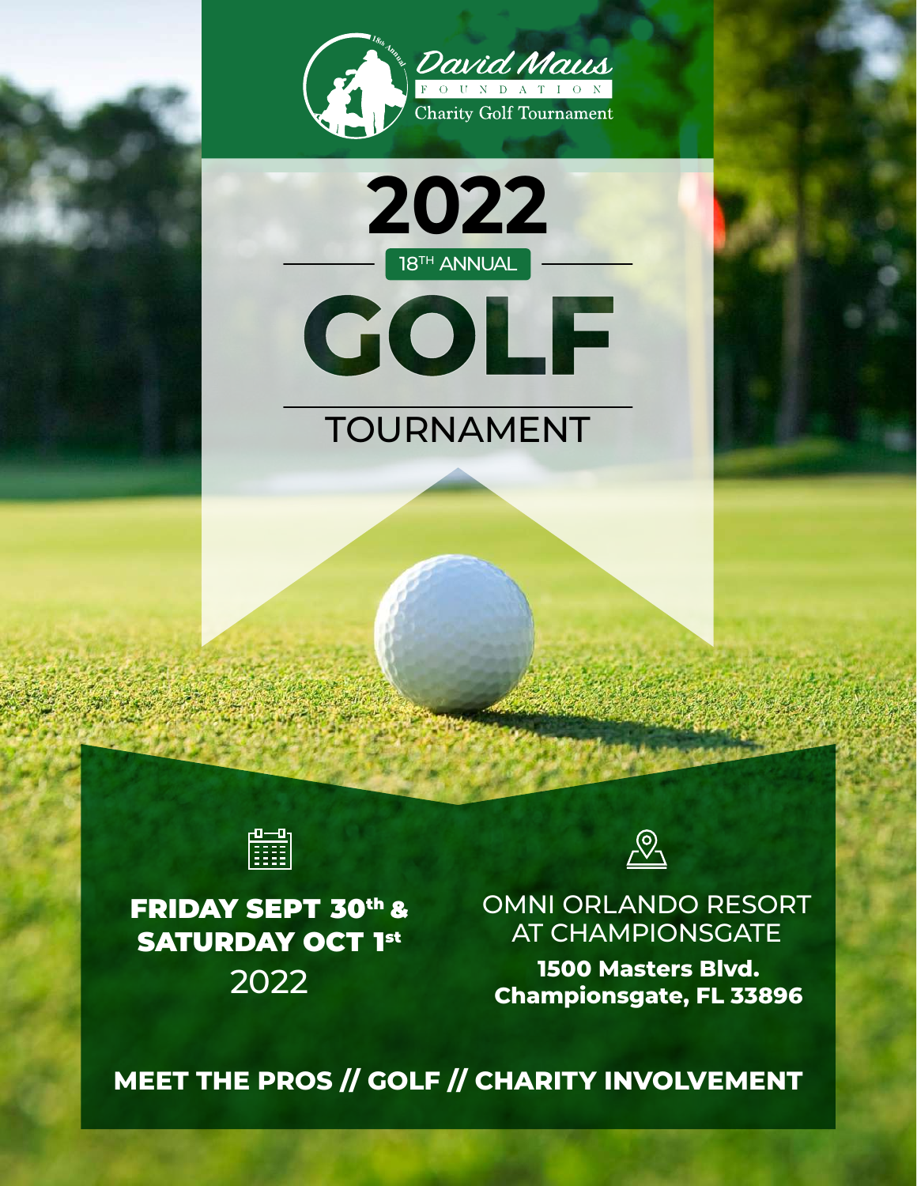18th Annual

David Maus

FOUNDATION

Charity Golf Tournament

# 2022

18TH ANNUAL

# GOLF

## TOURNAMENT

**FRIDAY SEPT 30th & SATURDAY OCT 1st**
2022

OMNI ORLANDO RESORT AT CHAMPIONSGATE

**1500 Masters Blvd.**
**Championsgate, FL 33896**

**MEET THE PROS // GOLF // CHARITY INVOLVEMENT**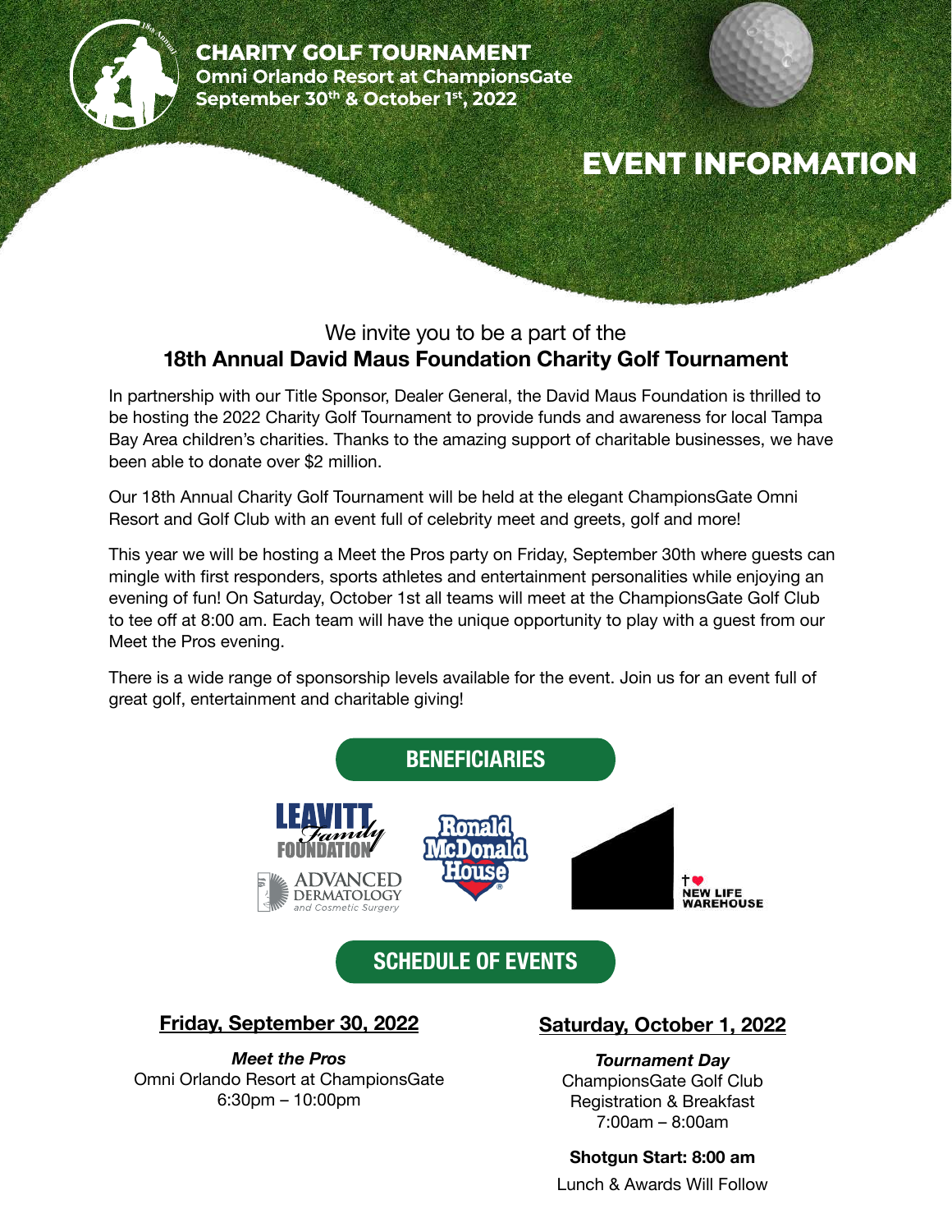**CHARITY GOLF TOURNAMENT**
**Omni Orlando Resort at ChampionsGate**
**September 30th & October 1st, 2022**

# EVENT INFORMATION

We invite you to be a part of the
**18th Annual David Maus Foundation Charity Golf Tournament**

In partnership with our Title Sponsor, Dealer General, the David Maus Foundation is thrilled to be hosting the 2022 Charity Golf Tournament to provide funds and awareness for local Tampa Bay Area children's charities. Thanks to the amazing support of charitable businesses, we have been able to donate over $2 million.

Our 18th Annual Charity Golf Tournament will be held at the elegant ChampionsGate Omni Resort and Golf Club with an event full of celebrity meet and greets, golf and more!

This year we will be hosting a Meet the Pros party on Friday, September 30th where guests can mingle with first responders, sports athletes and entertainment personalities while enjoying an evening of fun! On Saturday, October 1st all teams will meet at the ChampionsGate Golf Club to tee off at 8:00 am. Each team will have the unique opportunity to play with a guest from our Meet the Pros evening.

There is a wide range of sponsorship levels available for the event. Join us for an event full of great golf, entertainment and charitable giving!

## BENEFICIARIES

Leavitt Family Foundation

Advanced Dermatology and Cosmetic Surgery

Ronald McDonald House

New Life Warehouse

## SCHEDULE OF EVENTS

**Friday, September 30, 2022**

***Meet the Pros***
Omni Orlando Resort at ChampionsGate
6:30pm – 10:00pm

**Saturday, October 1, 2022**

***Tournament Day***
ChampionsGate Golf Club
Registration & Breakfast
7:00am – 8:00am

**Shotgun Start: 8:00 am**

Lunch & Awards Will Follow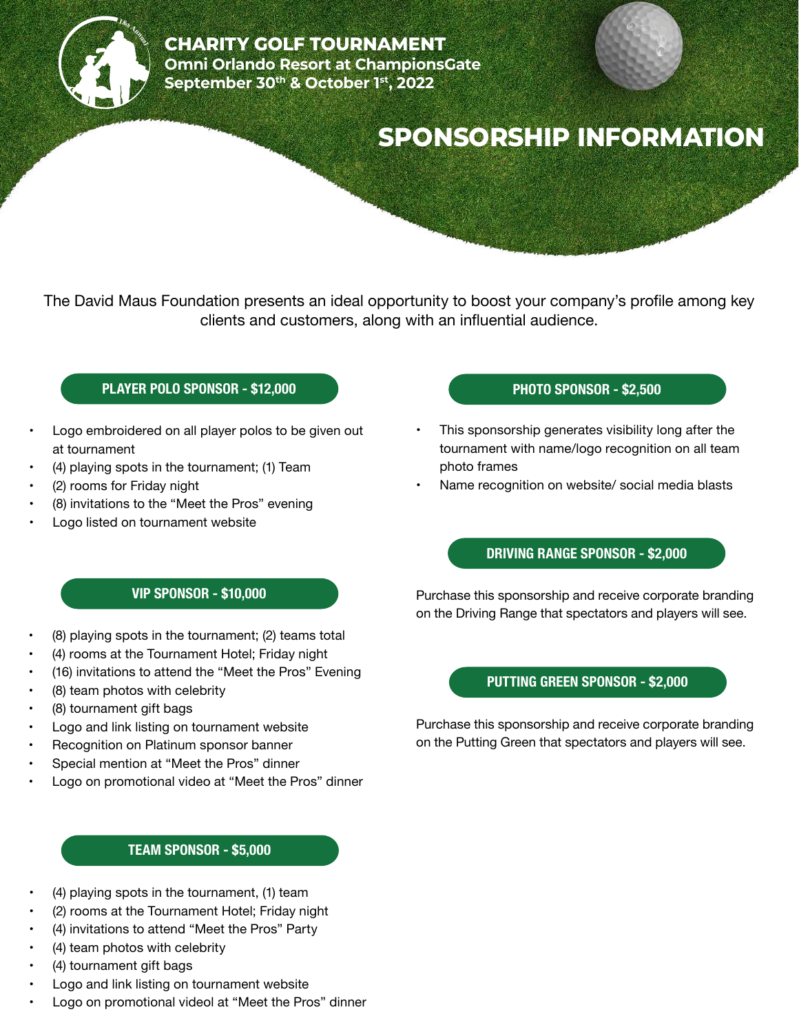# CHARITY GOLF TOURNAMENT

**Omni Orlando Resort at ChampionsGate**
**September 30th & October 1st, 2022**

## SPONSORSHIP INFORMATION

The David Maus Foundation presents an ideal opportunity to boost your company's profile among key clients and customers, along with an influential audience.

### PLAYER POLO SPONSOR - $12,000

- Logo embroidered on all player polos to be given out at tournament
- (4) playing spots in the tournament; (1) Team
- (2) rooms for Friday night
- (8) invitations to the "Meet the Pros" evening
- Logo listed on tournament website

### VIP SPONSOR - $10,000

- (8) playing spots in the tournament; (2) teams total
- (4) rooms at the Tournament Hotel; Friday night
- (16) invitations to attend the "Meet the Pros" Evening
- (8) team photos with celebrity
- (8) tournament gift bags
- Logo and link listing on tournament website
- Recognition on Platinum sponsor banner
- Special mention at "Meet the Pros" dinner
- Logo on promotional video at "Meet the Pros" dinner

### TEAM SPONSOR - $5,000

- (4) playing spots in the tournament, (1) team
- (2) rooms at the Tournament Hotel; Friday night
- (4) invitations to attend "Meet the Pros" Party
- (4) team photos with celebrity
- (4) tournament gift bags
- Logo and link listing on tournament website
- Logo on promotional videol at "Meet the Pros" dinner

### PHOTO SPONSOR - $2,500

- This sponsorship generates visibility long after the tournament with name/logo recognition on all team photo frames
- Name recognition on website/ social media blasts

### DRIVING RANGE SPONSOR - $2,000

Purchase this sponsorship and receive corporate branding on the Driving Range that spectators and players will see.

### PUTTING GREEN SPONSOR - $2,000

Purchase this sponsorship and receive corporate branding on the Putting Green that spectators and players will see.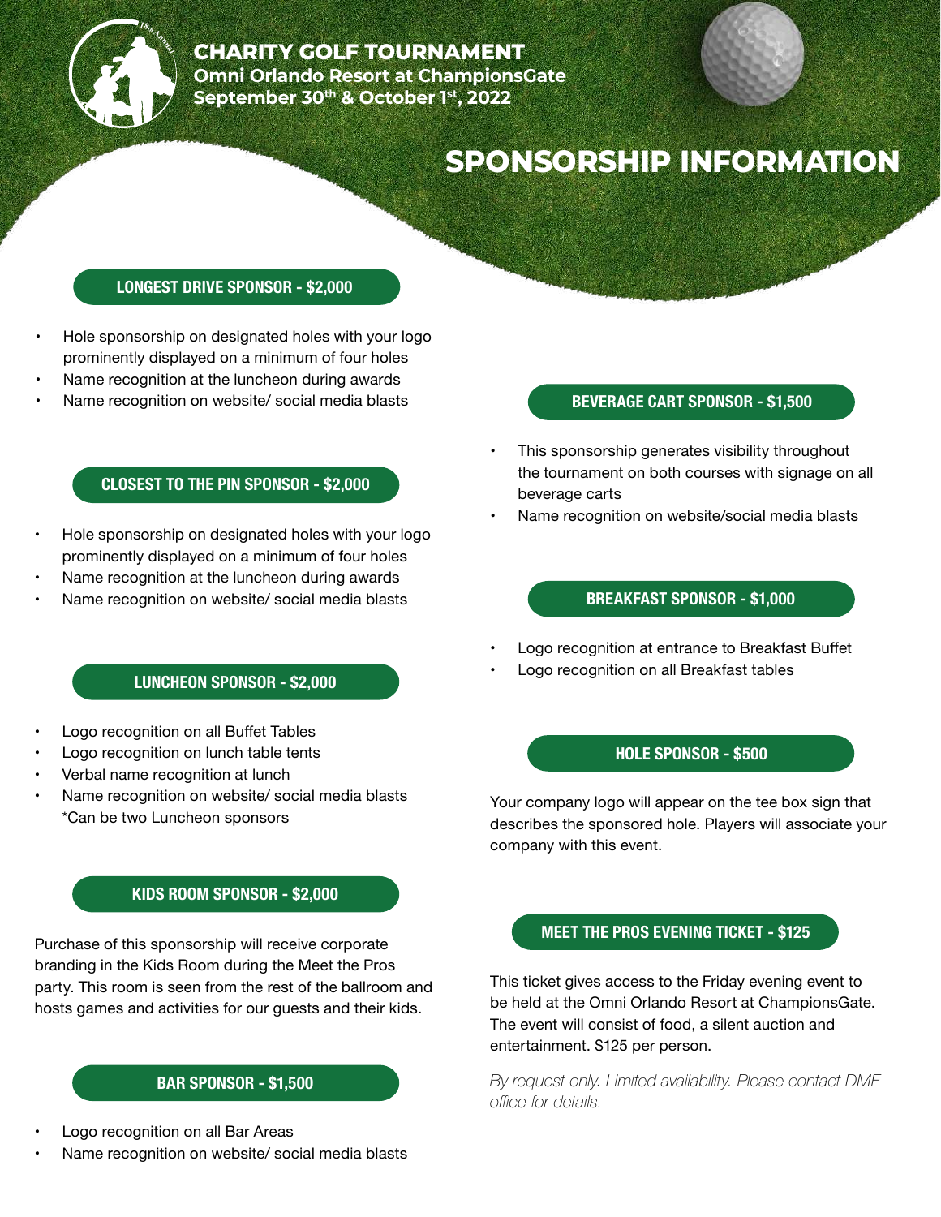# CHARITY GOLF TOURNAMENT

**Omni Orlando Resort at ChampionsGate**
**September 30th & October 1st, 2022**

## SPONSORSHIP INFORMATION

### LONGEST DRIVE SPONSOR - $2,000

- Hole sponsorship on designated holes with your logo prominently displayed on a minimum of four holes
- Name recognition at the luncheon during awards
- Name recognition on website/ social media blasts

### CLOSEST TO THE PIN SPONSOR - $2,000

- Hole sponsorship on designated holes with your logo prominently displayed on a minimum of four holes
- Name recognition at the luncheon during awards
- Name recognition on website/ social media blasts

### LUNCHEON SPONSOR - $2,000

- Logo recognition on all Buffet Tables
- Logo recognition on lunch table tents
- Verbal name recognition at lunch
- Name recognition on website/ social media blasts
  *Can be two Luncheon sponsors

### KIDS ROOM SPONSOR - $2,000

Purchase of this sponsorship will receive corporate branding in the Kids Room during the Meet the Pros party. This room is seen from the rest of the ballroom and hosts games and activities for our guests and their kids.

### BAR SPONSOR - $1,500

- Logo recognition on all Bar Areas
- Name recognition on website/ social media blasts

### BEVERAGE CART SPONSOR - $1,500

- This sponsorship generates visibility throughout the tournament on both courses with signage on all beverage carts
- Name recognition on website/social media blasts

### BREAKFAST SPONSOR - $1,000

- Logo recognition at entrance to Breakfast Buffet
- Logo recognition on all Breakfast tables

### HOLE SPONSOR - $500

Your company logo will appear on the tee box sign that describes the sponsored hole. Players will associate your company with this event.

### MEET THE PROS EVENING TICKET - $125

This ticket gives access to the Friday evening event to be held at the Omni Orlando Resort at ChampionsGate. The event will consist of food, a silent auction and entertainment. $125 per person.

*By request only. Limited availability. Please contact DMF office for details.*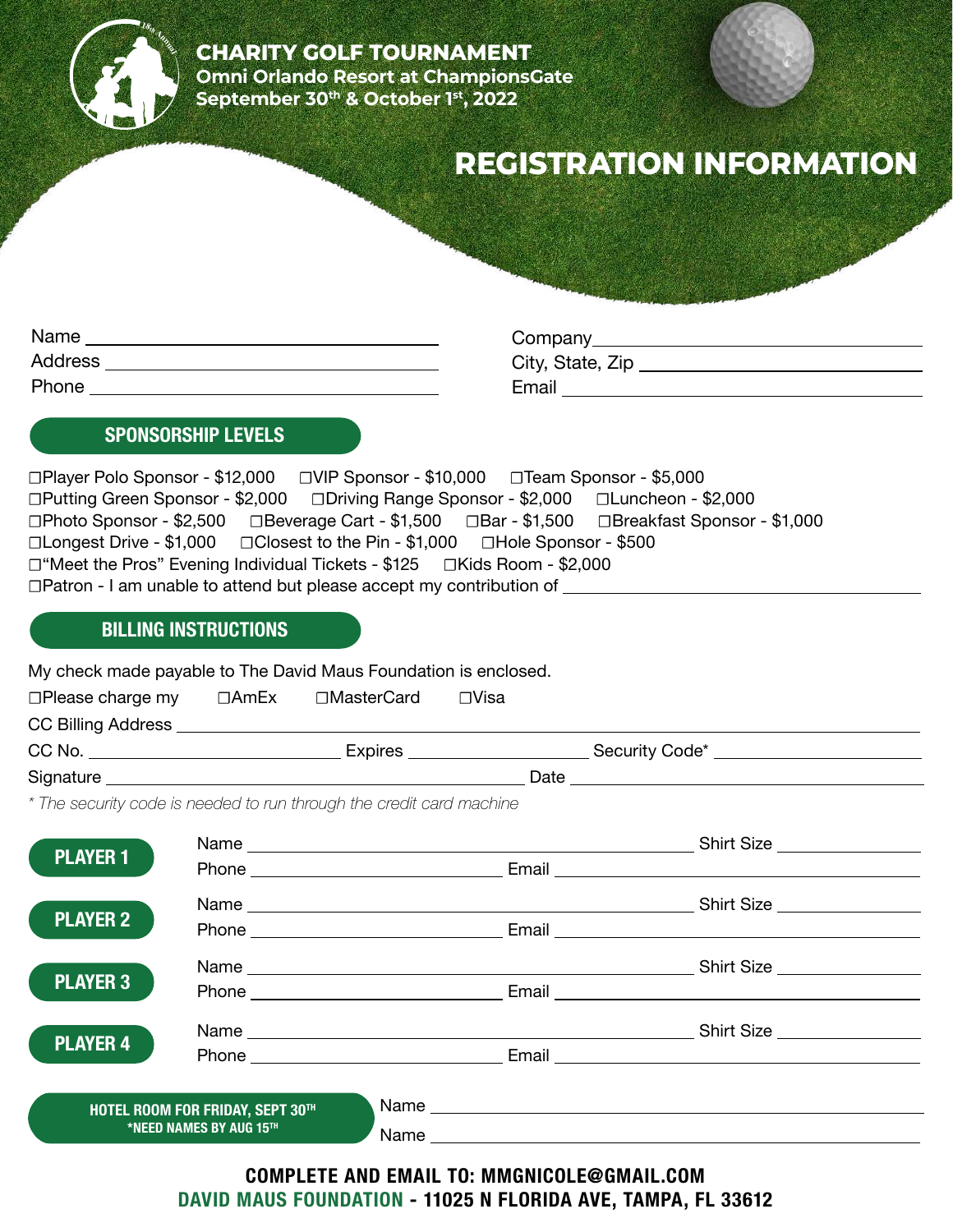**CHARACTER GOLF TOURNAMENT**

**CHARITY GOLF TOURNAMENT**
**Omni Orlando Resort at ChampionsGate**
**September 30th & October 1st, 2022**

# REGISTRATION INFORMATION

Name ____________________  Company ____________________
Address ____________________  City, State, Zip ____________________
Phone ____________________  Email ____________________

## SPONSORSHIP LEVELS

☐Player Polo Sponsor - $12,000 ☐VIP Sponsor - $10,000 ☐Team Sponsor - $5,000
☐Putting Green Sponsor - $2,000 ☐Driving Range Sponsor - $2,000 ☐Luncheon - $2,000
☐Photo Sponsor - $2,500 ☐Beverage Cart - $1,500 ☐Bar - $1,500 ☐Breakfast Sponsor - $1,000
☐Longest Drive - $1,000 ☐Closest to the Pin - $1,000 ☐Hole Sponsor - $500
☐"Meet the Pros" Evening Individual Tickets - $125 ☐Kids Room - $2,000
☐Patron - I am unable to attend but please accept my contribution of ____________________

## BILLING INSTRUCTIONS

My check made payable to The David Maus Foundation is enclosed.
☐Please charge my ☐AmEx ☐MasterCard ☐Visa
CC Billing Address ____________________
CC No. ____________________ Expires ____________________ Security Code* ____________________
Signature ____________________ Date ____________________

*\* The security code is needed to run through the credit card machine*

**PLAYER 1**
Name ____________________ Shirt Size ____________________
Phone ____________________ Email ____________________

**PLAYER 2**
Name ____________________ Shirt Size ____________________
Phone ____________________ Email ____________________

**PLAYER 3**
Name ____________________ Shirt Size ____________________
Phone ____________________ Email ____________________

**PLAYER 4**
Name ____________________ Shirt Size ____________________
Phone ____________________ Email ____________________

**HOTEL ROOM FOR FRIDAY, SEPT 30TH**
**\*NEED NAMES BY AUG 15TH**
Name ____________________
Name ____________________

**COMPLETE AND EMAIL TO: MMGNICOLE@GMAIL.COM**
**DAVID MAUS FOUNDATION - 11025 N FLORIDA AVE, TAMPA, FL 33612**